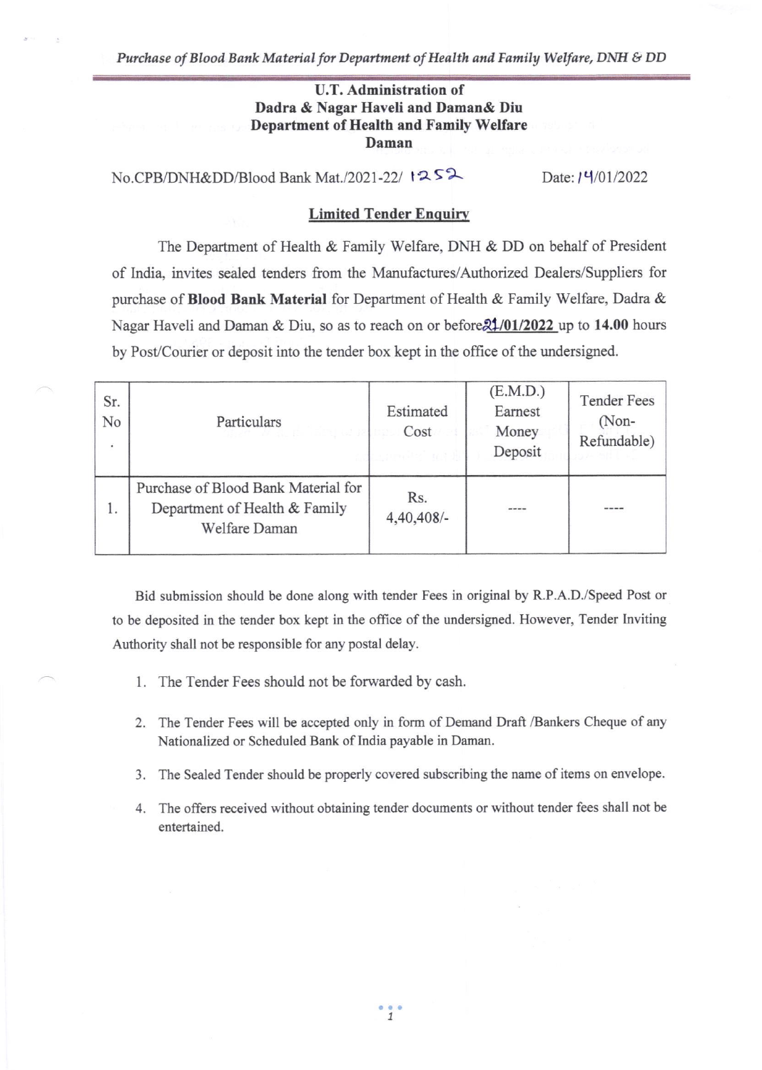**U.T. Administration of**
**Dadra & Nagar Haveli and Daman& Diu**
**Department of Health and Family Welfare**
**Daman**

No.CPB/DNH&DD/Blood Bank Mat./2021-22/ 1252 Date: 14/01/2022

**Limited Tender Enquiry**

The Department of Health & Family Welfare, DNH & DD on behalf of President of India, invites sealed tenders from the Manufactures/Authorized Dealers/Suppliers for purchase of **Blood Bank Material** for Department of Health & Family Welfare, Dadra & Nagar Haveli and Daman & Diu, so as to reach on or before 21/01/2022 up to **14.00** hours by Post/Courier or deposit into the tender box kept in the office of the undersigned.

| Sr. No. | Particulars | Estimated Cost | (E.M.D.) Earnest Money Deposit | Tender Fees (Non-Refundable) |
|---|---|---|---|---|
| 1. | Purchase of Blood Bank Material for Department of Health & Family Welfare Daman | Rs. 4,40,408/- | ---- | ---- |

Bid submission should be done along with tender Fees in original by R.P.A.D./Speed Post or to be deposited in the tender box kept in the office of the undersigned. However, Tender Inviting Authority shall not be responsible for any postal delay.

1. The Tender Fees should not be forwarded by cash.
2. The Tender Fees will be accepted only in form of Demand Draft /Bankers Cheque of any Nationalized or Scheduled Bank of India payable in Daman.
3. The Sealed Tender should be properly covered subscribing the name of items on envelope.
4. The offers received without obtaining tender documents or without tender fees shall not be entertained.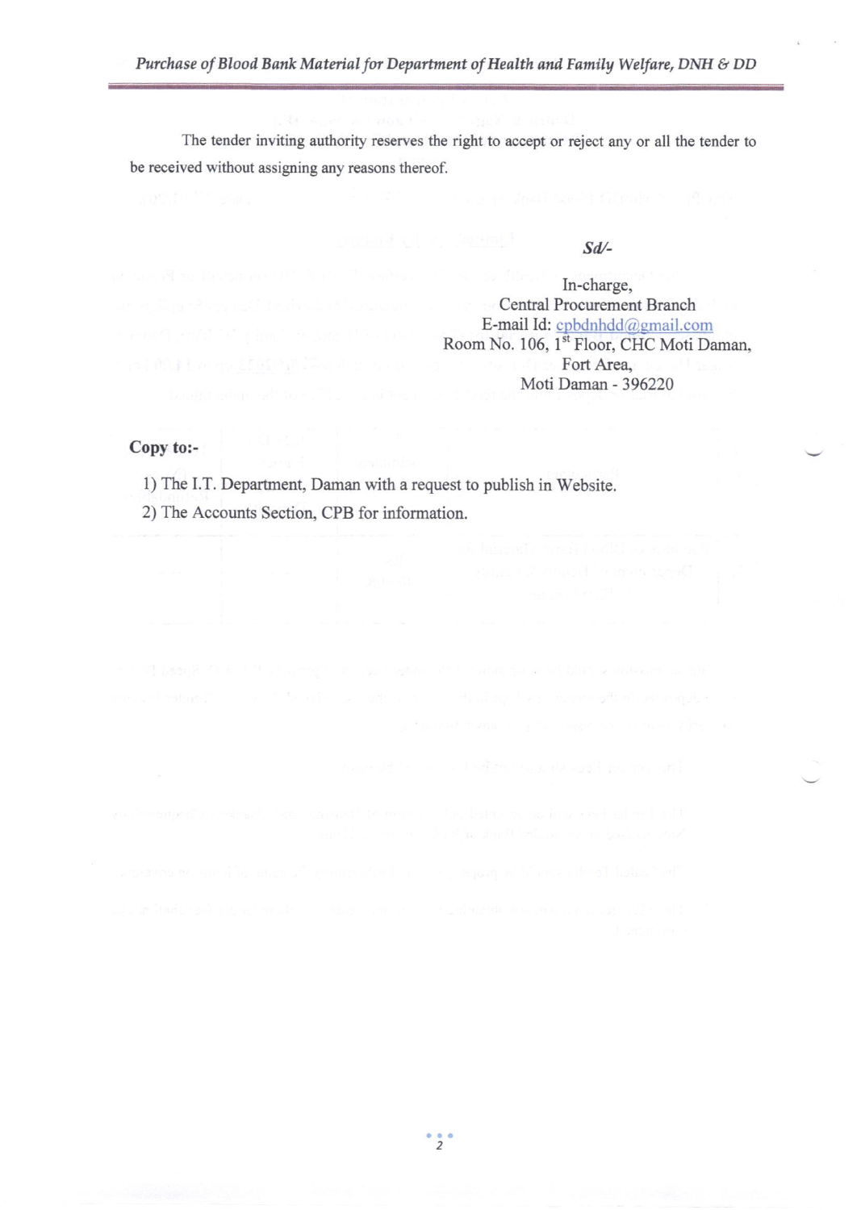The tender inviting authority reserves the right to accept or reject any or all the tender to be received without assigning any reasons thereof.

*Sd/-*

In-charge,
Central Procurement Branch
E-mail Id: cpbdnhdd@gmail.com
Room No. 106, 1st Floor, CHC Moti Daman,
Fort Area,
Moti Daman - 396220

**Copy to:-**

1) The I.T. Department, Daman with a request to publish in Website.
2) The Accounts Section, CPB for information.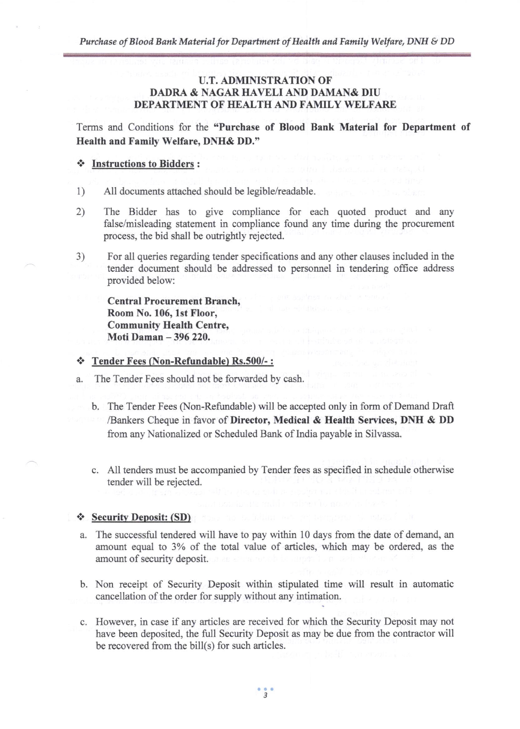# U.T. ADMINISTRATION OF DADRA & NAGAR HAVELI AND DAMAN& DIU DEPARTMENT OF HEALTH AND FAMILY WELFARE

Terms and Conditions for the **"Purchase of Blood Bank Material for Department of Health and Family Welfare, DNH& DD."**

❖ **Instructions to Bidders :**

1) All documents attached should be legible/readable.

2) The Bidder has to give compliance for each quoted product and any false/misleading statement in compliance found any time during the procurement process, the bid shall be outrightly rejected.

3) For all queries regarding tender specifications and any other clauses included in the tender document should be addressed to personnel in tendering office address provided below:

   **Central Procurement Branch,**
   **Room No. 106, 1st Floor,**
   **Community Health Centre,**
   **Moti Daman – 396 220.**

❖ **Tender Fees (Non-Refundable) Rs.500/- :**

a. The Tender Fees should not be forwarded by cash.

b. The Tender Fees (Non-Refundable) will be accepted only in form of Demand Draft /Bankers Cheque in favor of **Director, Medical & Health Services, DNH & DD** from any Nationalized or Scheduled Bank of India payable in Silvassa.

c. All tenders must be accompanied by Tender fees as specified in schedule otherwise tender will be rejected.

❖ **Security Deposit: (SD)**

a. The successful tendered will have to pay within 10 days from the date of demand, an amount equal to 3% of the total value of articles, which may be ordered, as the amount of security deposit.

b. Non receipt of Security Deposit within stipulated time will result in automatic cancellation of the order for supply without any intimation.

c. However, in case if any articles are received for which the Security Deposit may not have been deposited, the full Security Deposit as may be due from the contractor will be recovered from the bill(s) for such articles.